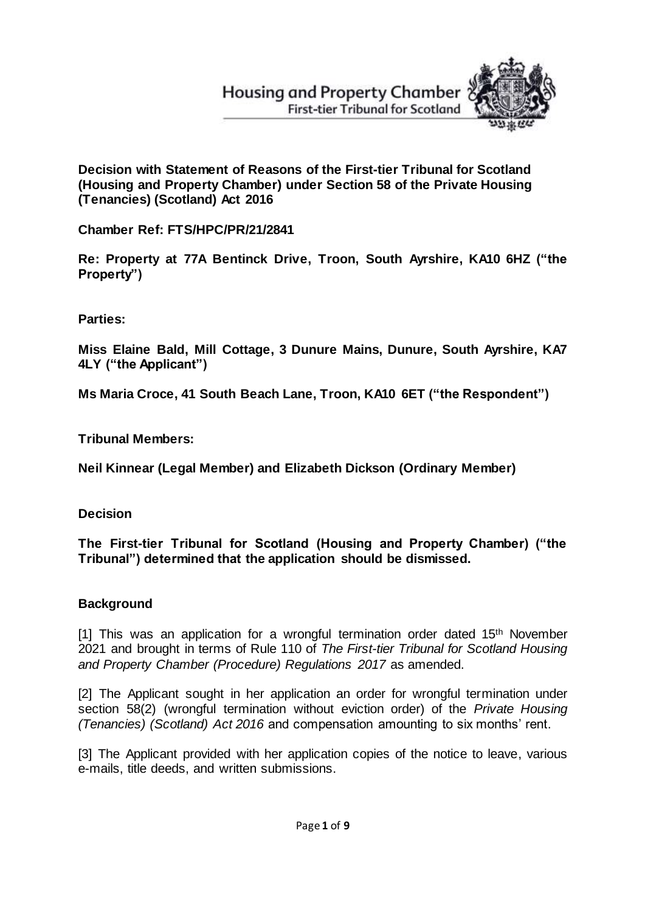Housing and Property Chamber
First-tier Tribunal for Scotland

**Decision with Statement of Reasons of the First-tier Tribunal for Scotland (Housing and Property Chamber) under Section 58 of the Private Housing (Tenancies) (Scotland) Act 2016**

**Chamber Ref: FTS/HPC/PR/21/2841**

**Re: Property at 77A Bentinck Drive, Troon, South Ayrshire, KA10 6HZ ("the Property")**

**Parties:**

**Miss Elaine Bald, Mill Cottage, 3 Dunure Mains, Dunure, South Ayrshire, KA7 4LY ("the Applicant")**

**Ms Maria Croce, 41 South Beach Lane, Troon, KA10 6ET ("the Respondent")**

**Tribunal Members:**

**Neil Kinnear (Legal Member) and Elizabeth Dickson (Ordinary Member)**

## Decision

**The First-tier Tribunal for Scotland (Housing and Property Chamber) ("the Tribunal") determined that the application should be dismissed.**

## Background

[1] This was an application for a wrongful termination order dated 15th November 2021 and brought in terms of Rule 110 of *The First-tier Tribunal for Scotland Housing and Property Chamber (Procedure) Regulations 2017* as amended.

[2] The Applicant sought in her application an order for wrongful termination under section 58(2) (wrongful termination without eviction order) of the *Private Housing (Tenancies) (Scotland) Act 2016* and compensation amounting to six months' rent.

[3] The Applicant provided with her application copies of the notice to leave, various e-mails, title deeds, and written submissions.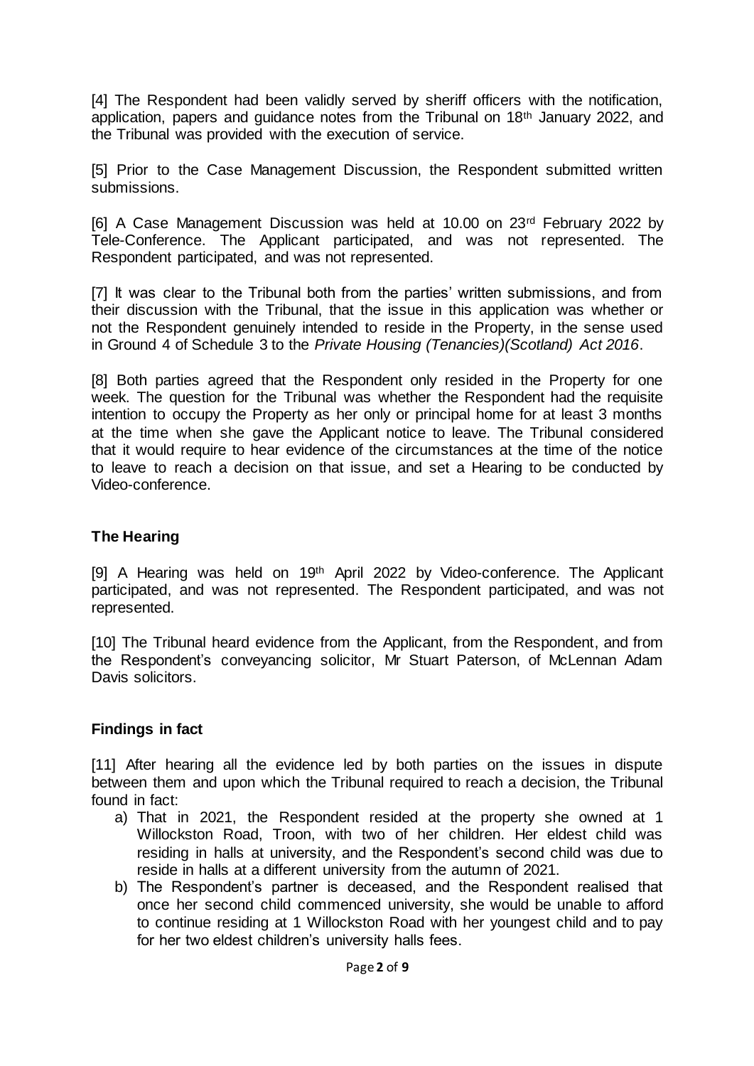[4] The Respondent had been validly served by sheriff officers with the notification, application, papers and guidance notes from the Tribunal on 18th January 2022, and the Tribunal was provided with the execution of service.

[5] Prior to the Case Management Discussion, the Respondent submitted written submissions.

[6] A Case Management Discussion was held at 10.00 on 23rd February 2022 by Tele-Conference. The Applicant participated, and was not represented. The Respondent participated, and was not represented.

[7] It was clear to the Tribunal both from the parties' written submissions, and from their discussion with the Tribunal, that the issue in this application was whether or not the Respondent genuinely intended to reside in the Property, in the sense used in Ground 4 of Schedule 3 to the *Private Housing (Tenancies)(Scotland) Act 2016*.

[8] Both parties agreed that the Respondent only resided in the Property for one week. The question for the Tribunal was whether the Respondent had the requisite intention to occupy the Property as her only or principal home for at least 3 months at the time when she gave the Applicant notice to leave. The Tribunal considered that it would require to hear evidence of the circumstances at the time of the notice to leave to reach a decision on that issue, and set a Hearing to be conducted by Video-conference.

## The Hearing

[9] A Hearing was held on 19th April 2022 by Video-conference. The Applicant participated, and was not represented. The Respondent participated, and was not represented.

[10] The Tribunal heard evidence from the Applicant, from the Respondent, and from the Respondent's conveyancing solicitor, Mr Stuart Paterson, of McLennan Adam Davis solicitors.

## Findings in fact

[11] After hearing all the evidence led by both parties on the issues in dispute between them and upon which the Tribunal required to reach a decision, the Tribunal found in fact:

a) That in 2021, the Respondent resided at the property she owned at 1 Willockston Road, Troon, with two of her children. Her eldest child was residing in halls at university, and the Respondent's second child was due to reside in halls at a different university from the autumn of 2021.

b) The Respondent's partner is deceased, and the Respondent realised that once her second child commenced university, she would be unable to afford to continue residing at 1 Willockston Road with her youngest child and to pay for her two eldest children's university halls fees.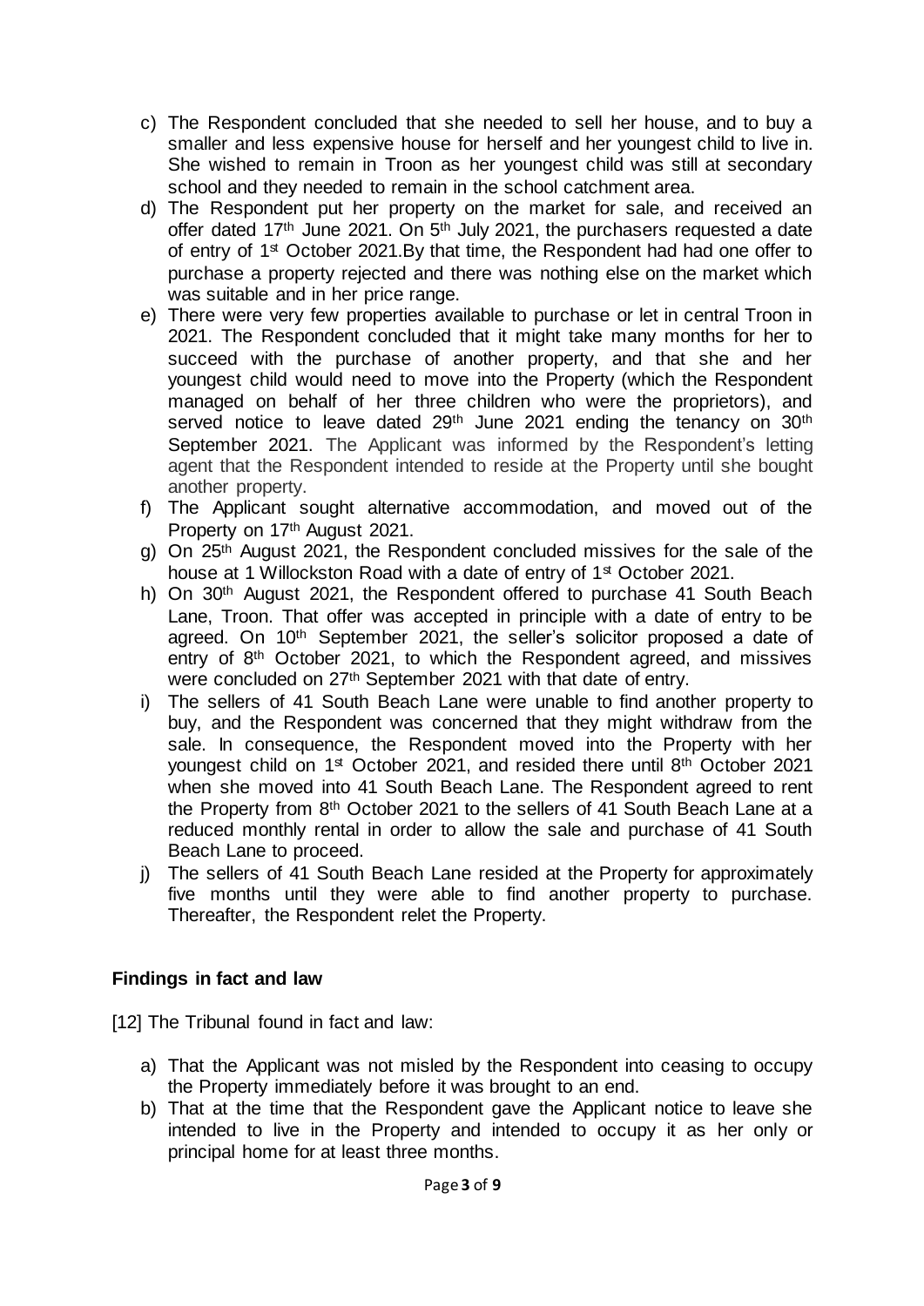c) The Respondent concluded that she needed to sell her house, and to buy a smaller and less expensive house for herself and her youngest child to live in. She wished to remain in Troon as her youngest child was still at secondary school and they needed to remain in the school catchment area.

d) The Respondent put her property on the market for sale, and received an offer dated 17th June 2021. On 5th July 2021, the purchasers requested a date of entry of 1st October 2021.By that time, the Respondent had had one offer to purchase a property rejected and there was nothing else on the market which was suitable and in her price range.

e) There were very few properties available to purchase or let in central Troon in 2021. The Respondent concluded that it might take many months for her to succeed with the purchase of another property, and that she and her youngest child would need to move into the Property (which the Respondent managed on behalf of her three children who were the proprietors), and served notice to leave dated 29th June 2021 ending the tenancy on 30th September 2021. The Applicant was informed by the Respondent's letting agent that the Respondent intended to reside at the Property until she bought another property.

f) The Applicant sought alternative accommodation, and moved out of the Property on 17th August 2021.

g) On 25th August 2021, the Respondent concluded missives for the sale of the house at 1 Willockston Road with a date of entry of 1st October 2021.

h) On 30th August 2021, the Respondent offered to purchase 41 South Beach Lane, Troon. That offer was accepted in principle with a date of entry to be agreed. On 10th September 2021, the seller's solicitor proposed a date of entry of 8th October 2021, to which the Respondent agreed, and missives were concluded on 27th September 2021 with that date of entry.

i) The sellers of 41 South Beach Lane were unable to find another property to buy, and the Respondent was concerned that they might withdraw from the sale. In consequence, the Respondent moved into the Property with her youngest child on 1st October 2021, and resided there until 8th October 2021 when she moved into 41 South Beach Lane. The Respondent agreed to rent the Property from 8th October 2021 to the sellers of 41 South Beach Lane at a reduced monthly rental in order to allow the sale and purchase of 41 South Beach Lane to proceed.

j) The sellers of 41 South Beach Lane resided at the Property for approximately five months until they were able to find another property to purchase. Thereafter, the Respondent relet the Property.

## Findings in fact and law

[12] The Tribunal found in fact and law:

a) That the Applicant was not misled by the Respondent into ceasing to occupy the Property immediately before it was brought to an end.

b) That at the time that the Respondent gave the Applicant notice to leave she intended to live in the Property and intended to occupy it as her only or principal home for at least three months.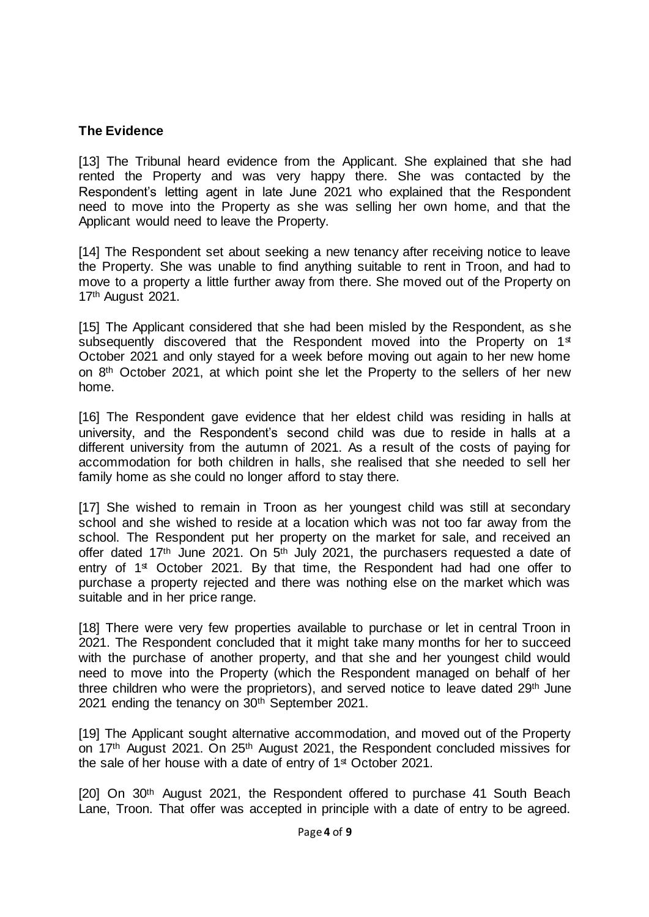## The Evidence

[13] The Tribunal heard evidence from the Applicant. She explained that she had rented the Property and was very happy there. She was contacted by the Respondent's letting agent in late June 2021 who explained that the Respondent need to move into the Property as she was selling her own home, and that the Applicant would need to leave the Property.

[14] The Respondent set about seeking a new tenancy after receiving notice to leave the Property. She was unable to find anything suitable to rent in Troon, and had to move to a property a little further away from there. She moved out of the Property on 17th August 2021.

[15] The Applicant considered that she had been misled by the Respondent, as she subsequently discovered that the Respondent moved into the Property on 1st October 2021 and only stayed for a week before moving out again to her new home on 8th October 2021, at which point she let the Property to the sellers of her new home.

[16] The Respondent gave evidence that her eldest child was residing in halls at university, and the Respondent's second child was due to reside in halls at a different university from the autumn of 2021. As a result of the costs of paying for accommodation for both children in halls, she realised that she needed to sell her family home as she could no longer afford to stay there.

[17] She wished to remain in Troon as her youngest child was still at secondary school and she wished to reside at a location which was not too far away from the school. The Respondent put her property on the market for sale, and received an offer dated 17th June 2021. On 5th July 2021, the purchasers requested a date of entry of 1st October 2021. By that time, the Respondent had had one offer to purchase a property rejected and there was nothing else on the market which was suitable and in her price range.

[18] There were very few properties available to purchase or let in central Troon in 2021. The Respondent concluded that it might take many months for her to succeed with the purchase of another property, and that she and her youngest child would need to move into the Property (which the Respondent managed on behalf of her three children who were the proprietors), and served notice to leave dated 29th June 2021 ending the tenancy on 30th September 2021.

[19] The Applicant sought alternative accommodation, and moved out of the Property on 17th August 2021. On 25th August 2021, the Respondent concluded missives for the sale of her house with a date of entry of 1st October 2021.

[20] On 30th August 2021, the Respondent offered to purchase 41 South Beach Lane, Troon. That offer was accepted in principle with a date of entry to be agreed.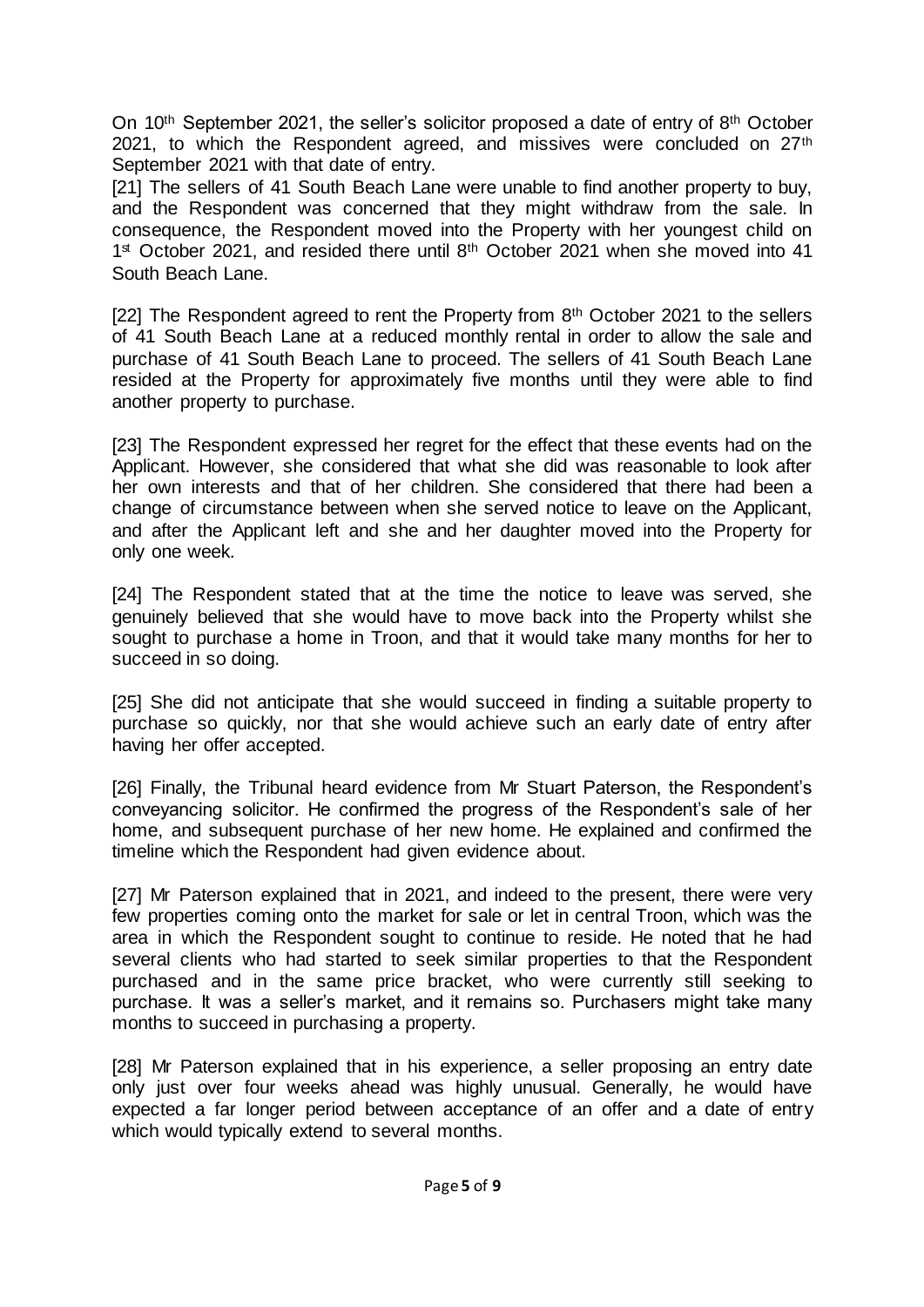On 10th September 2021, the seller's solicitor proposed a date of entry of 8th October 2021, to which the Respondent agreed, and missives were concluded on 27th September 2021 with that date of entry.

[21] The sellers of 41 South Beach Lane were unable to find another property to buy, and the Respondent was concerned that they might withdraw from the sale. In consequence, the Respondent moved into the Property with her youngest child on 1st October 2021, and resided there until 8th October 2021 when she moved into 41 South Beach Lane.

[22] The Respondent agreed to rent the Property from 8th October 2021 to the sellers of 41 South Beach Lane at a reduced monthly rental in order to allow the sale and purchase of 41 South Beach Lane to proceed. The sellers of 41 South Beach Lane resided at the Property for approximately five months until they were able to find another property to purchase.

[23] The Respondent expressed her regret for the effect that these events had on the Applicant. However, she considered that what she did was reasonable to look after her own interests and that of her children. She considered that there had been a change of circumstance between when she served notice to leave on the Applicant, and after the Applicant left and she and her daughter moved into the Property for only one week.

[24] The Respondent stated that at the time the notice to leave was served, she genuinely believed that she would have to move back into the Property whilst she sought to purchase a home in Troon, and that it would take many months for her to succeed in so doing.

[25] She did not anticipate that she would succeed in finding a suitable property to purchase so quickly, nor that she would achieve such an early date of entry after having her offer accepted.

[26] Finally, the Tribunal heard evidence from Mr Stuart Paterson, the Respondent's conveyancing solicitor. He confirmed the progress of the Respondent's sale of her home, and subsequent purchase of her new home. He explained and confirmed the timeline which the Respondent had given evidence about.

[27] Mr Paterson explained that in 2021, and indeed to the present, there were very few properties coming onto the market for sale or let in central Troon, which was the area in which the Respondent sought to continue to reside. He noted that he had several clients who had started to seek similar properties to that the Respondent purchased and in the same price bracket, who were currently still seeking to purchase. It was a seller's market, and it remains so. Purchasers might take many months to succeed in purchasing a property.

[28] Mr Paterson explained that in his experience, a seller proposing an entry date only just over four weeks ahead was highly unusual. Generally, he would have expected a far longer period between acceptance of an offer and a date of entry which would typically extend to several months.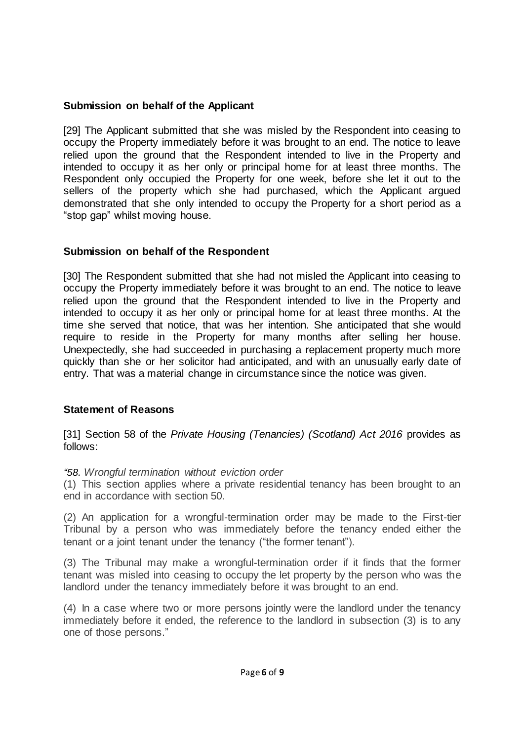**Submission on behalf of the Applicant**

[29] The Applicant submitted that she was misled by the Respondent into ceasing to occupy the Property immediately before it was brought to an end. The notice to leave relied upon the ground that the Respondent intended to live in the Property and intended to occupy it as her only or principal home for at least three months. The Respondent only occupied the Property for one week, before she let it out to the sellers of the property which she had purchased, which the Applicant argued demonstrated that she only intended to occupy the Property for a short period as a "stop gap" whilst moving house.

**Submission on behalf of the Respondent**

[30] The Respondent submitted that she had not misled the Applicant into ceasing to occupy the Property immediately before it was brought to an end. The notice to leave relied upon the ground that the Respondent intended to live in the Property and intended to occupy it as her only or principal home for at least three months. At the time she served that notice, that was her intention. She anticipated that she would require to reside in the Property for many months after selling her house. Unexpectedly, she had succeeded in purchasing a replacement property much more quickly than she or her solicitor had anticipated, and with an unusually early date of entry. That was a material change in circumstance since the notice was given.

**Statement of Reasons**

[31] Section 58 of the *Private Housing (Tenancies) (Scotland) Act 2016* provides as follows:

*"58. Wrongful termination without eviction order*

(1) This section applies where a private residential tenancy has been brought to an end in accordance with section 50.

(2) An application for a wrongful-termination order may be made to the First-tier Tribunal by a person who was immediately before the tenancy ended either the tenant or a joint tenant under the tenancy ("the former tenant").

(3) The Tribunal may make a wrongful-termination order if it finds that the former tenant was misled into ceasing to occupy the let property by the person who was the landlord under the tenancy immediately before it was brought to an end.

(4) In a case where two or more persons jointly were the landlord under the tenancy immediately before it ended, the reference to the landlord in subsection (3) is to any one of those persons."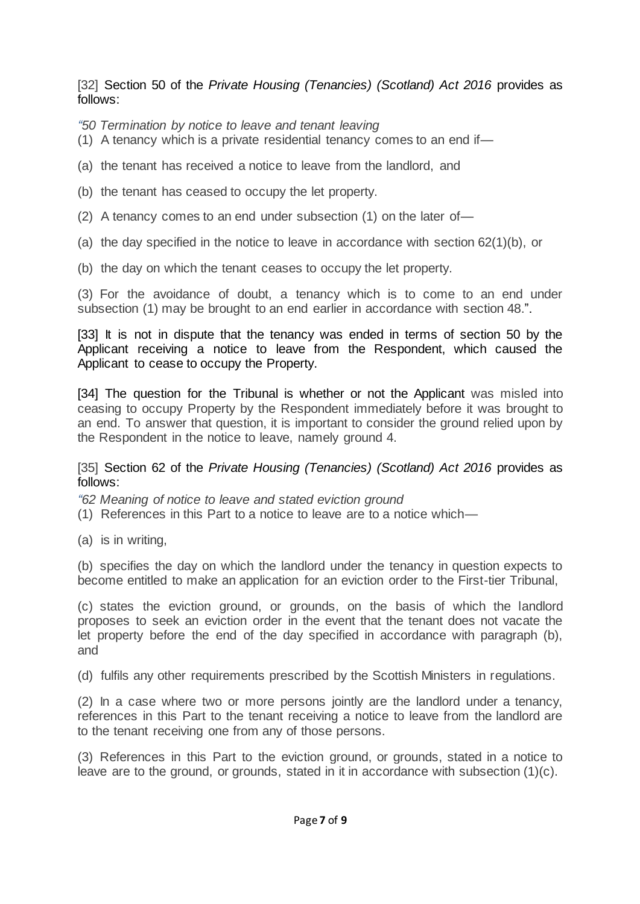[32] Section 50 of the *Private Housing (Tenancies) (Scotland) Act 2016* provides as follows:

*"50 Termination by notice to leave and tenant leaving*

(1) A tenancy which is a private residential tenancy comes to an end if—

(a) the tenant has received a notice to leave from the landlord, and

(b) the tenant has ceased to occupy the let property.

(2) A tenancy comes to an end under subsection (1) on the later of—

(a) the day specified in the notice to leave in accordance with section 62(1)(b), or

(b) the day on which the tenant ceases to occupy the let property.

(3) For the avoidance of doubt, a tenancy which is to come to an end under subsection (1) may be brought to an end earlier in accordance with section 48.".

[33] It is not in dispute that the tenancy was ended in terms of section 50 by the Applicant receiving a notice to leave from the Respondent, which caused the Applicant to cease to occupy the Property.

[34] The question for the Tribunal is whether or not the Applicant was misled into ceasing to occupy Property by the Respondent immediately before it was brought to an end. To answer that question, it is important to consider the ground relied upon by the Respondent in the notice to leave, namely ground 4.

[35] Section 62 of the *Private Housing (Tenancies) (Scotland) Act 2016* provides as follows:

*"62 Meaning of notice to leave and stated eviction ground*

(1) References in this Part to a notice to leave are to a notice which—

(a) is in writing,

(b) specifies the day on which the landlord under the tenancy in question expects to become entitled to make an application for an eviction order to the First-tier Tribunal,

(c) states the eviction ground, or grounds, on the basis of which the landlord proposes to seek an eviction order in the event that the tenant does not vacate the let property before the end of the day specified in accordance with paragraph (b), and

(d) fulfils any other requirements prescribed by the Scottish Ministers in regulations.

(2) In a case where two or more persons jointly are the landlord under a tenancy, references in this Part to the tenant receiving a notice to leave from the landlord are to the tenant receiving one from any of those persons.

(3) References in this Part to the eviction ground, or grounds, stated in a notice to leave are to the ground, or grounds, stated in it in accordance with subsection (1)(c).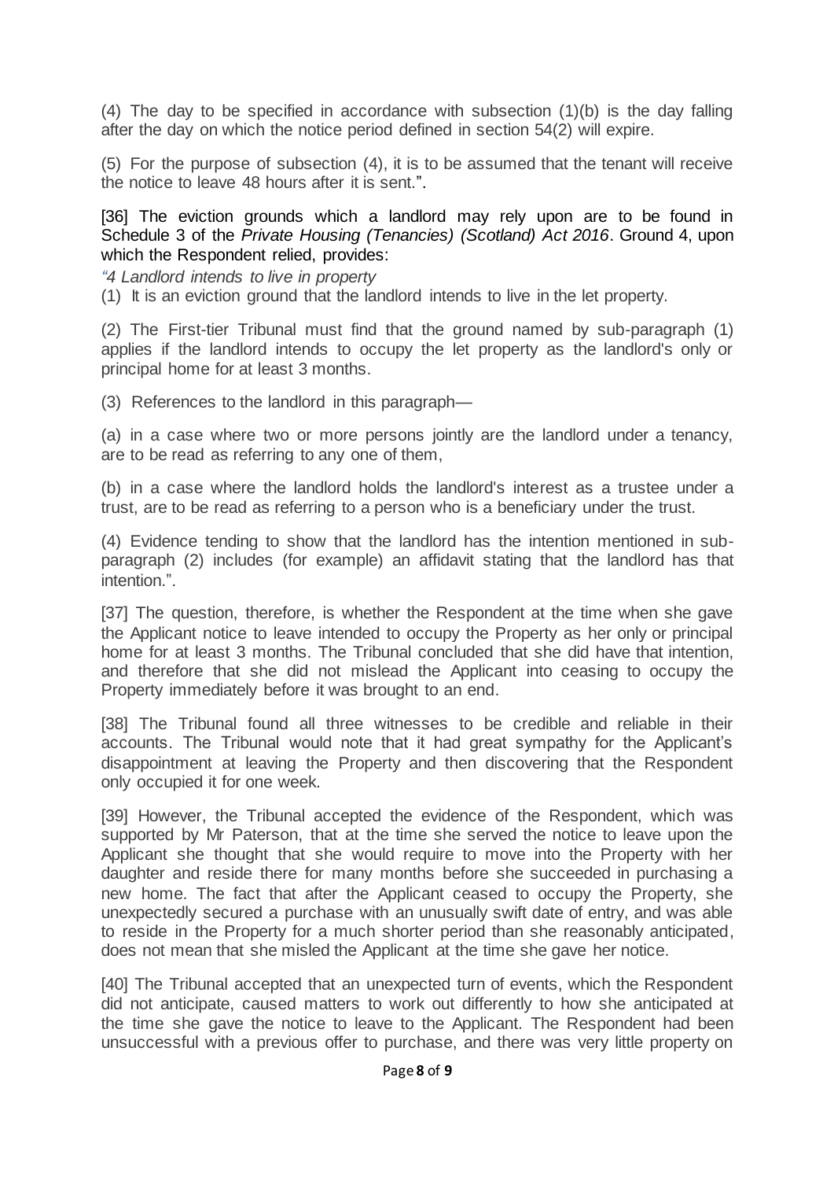(4) The day to be specified in accordance with subsection (1)(b) is the day falling after the day on which the notice period defined in section 54(2) will expire.

(5) For the purpose of subsection (4), it is to be assumed that the tenant will receive the notice to leave 48 hours after it is sent.".

[36] The eviction grounds which a landlord may rely upon are to be found in Schedule 3 of the *Private Housing (Tenancies) (Scotland) Act 2016*. Ground 4, upon which the Respondent relied, provides:

*"4 Landlord intends to live in property*

(1) It is an eviction ground that the landlord intends to live in the let property.

(2) The First-tier Tribunal must find that the ground named by sub-paragraph (1) applies if the landlord intends to occupy the let property as the landlord's only or principal home for at least 3 months.

(3) References to the landlord in this paragraph—

(a) in a case where two or more persons jointly are the landlord under a tenancy, are to be read as referring to any one of them,

(b) in a case where the landlord holds the landlord's interest as a trustee under a trust, are to be read as referring to a person who is a beneficiary under the trust.

(4) Evidence tending to show that the landlord has the intention mentioned in sub-paragraph (2) includes (for example) an affidavit stating that the landlord has that intention.".

[37] The question, therefore, is whether the Respondent at the time when she gave the Applicant notice to leave intended to occupy the Property as her only or principal home for at least 3 months. The Tribunal concluded that she did have that intention, and therefore that she did not mislead the Applicant into ceasing to occupy the Property immediately before it was brought to an end.

[38] The Tribunal found all three witnesses to be credible and reliable in their accounts. The Tribunal would note that it had great sympathy for the Applicant's disappointment at leaving the Property and then discovering that the Respondent only occupied it for one week.

[39] However, the Tribunal accepted the evidence of the Respondent, which was supported by Mr Paterson, that at the time she served the notice to leave upon the Applicant she thought that she would require to move into the Property with her daughter and reside there for many months before she succeeded in purchasing a new home. The fact that after the Applicant ceased to occupy the Property, she unexpectedly secured a purchase with an unusually swift date of entry, and was able to reside in the Property for a much shorter period than she reasonably anticipated, does not mean that she misled the Applicant at the time she gave her notice.

[40] The Tribunal accepted that an unexpected turn of events, which the Respondent did not anticipate, caused matters to work out differently to how she anticipated at the time she gave the notice to leave to the Applicant. The Respondent had been unsuccessful with a previous offer to purchase, and there was very little property on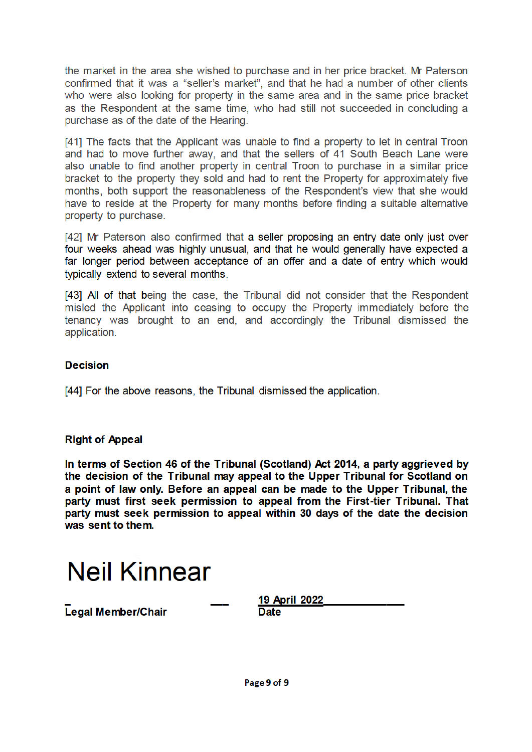the market in the area she wished to purchase and in her price bracket. Mr Paterson confirmed that it was a "seller's market", and that he had a number of other clients who were also looking for property in the same area and in the same price bracket as the Respondent at the same time, who had still not succeeded in concluding a purchase as of the date of the Hearing.

[41] The facts that the Applicant was unable to find a property to let in central Troon and had to move further away, and that the sellers of 41 South Beach Lane were also unable to find another property in central Troon to purchase in a similar price bracket to the property they sold and had to rent the Property for approximately five months, both support the reasonableness of the Respondent's view that she would have to reside at the Property for many months before finding a suitable alternative property to purchase.

[42] Mr Paterson also confirmed that a seller proposing an entry date only just over four weeks ahead was highly unusual, and that he would generally have expected a far longer period between acceptance of an offer and a date of entry which would typically extend to several months.

[43] All of that being the case, the Tribunal did not consider that the Respondent misled the Applicant into ceasing to occupy the Property immediately before the tenancy was brought to an end, and accordingly the Tribunal dismissed the application.

**Decision**

[44] For the above reasons, the Tribunal dismissed the application.

**Right of Appeal**

**In terms of Section 46 of the Tribunal (Scotland) Act 2014, a party aggrieved by the decision of the Tribunal may appeal to the Upper Tribunal for Scotland on a point of law only. Before an appeal can be made to the Upper Tribunal, the party must first seek permission to appeal from the First-tier Tribunal. That party must seek permission to appeal within 30 days of the date the decision was sent to them.**

Neil Kinnear

**Legal Member/Chair**

**19 April 2022**
**Date**